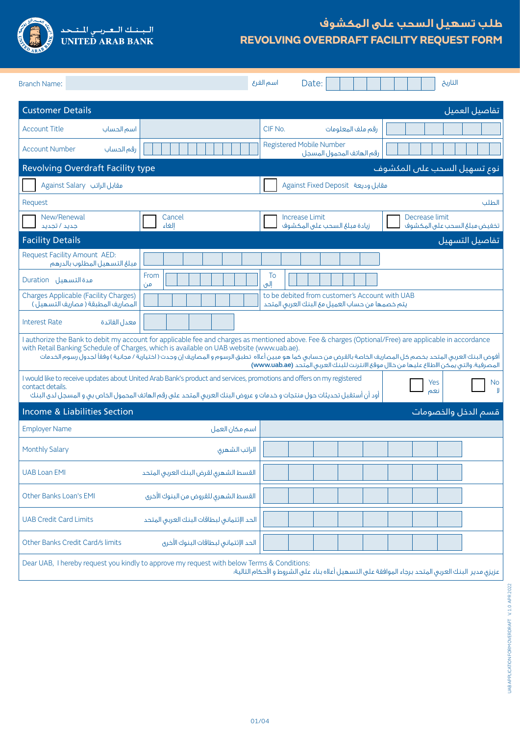# UNITED ARAB BANK
# البـنـك الـعـربـي المـتـحـد

## REVOLVING OVERDRAFT FACILITY REQUEST FORM
## طلب تسهيل السحب على المكشوف

| Branch Name: | | اسم الفرع | Date: | | التاريخ |
|---|---|---|---|---|---|

## Customer Details — تفاصيل العميل

| | | | |
|---|---|---|---|
| Account Title اسم الحساب | | CIF No. رقم ملف المعلومات | |
| Account Number رقم الحساب | | Registered Mobile Number رقم الهاتف المحمول المسجل | |

## Revolving Overdraft Facility type — نوع تسهيل السحب على المكشوف

☐ Against Salary مقابل الراتب

☐ Against Fixed Deposit مقابل وديعة

**Request** — **الطلب**

| | | | |
|---|---|---|---|
| ☐ New/Renewal جديد / تجديد | ☐ Cancel إلغاء | ☐ Increase Limit زيادة مبلغ السحب على المكشوف | ☐ Decrease limit تخفيض مبلغ السحب على المكشوف |

## Facility Details — تفاصيل التسهيل

| | | | |
|---|---|---|---|
| Request Facility Amount AED: مبلغ التسهيل المطلوب بالدرهم | | | |
| Duration مدة التسهيل | From من | To إلى | |
| Charges Applicable (Facility Charges) المصاريف المطبقة ( مصاريف التسهيل ) | | to be debited from customer's Account with UAB يتم خصمها من حساب العميل مع البنك العربي المتحد | |
| Interest Rate معدل الفائدة | | | |

I authorize the Bank to debit my account for applicable fee and charges as mentioned above. Fee & charges (Optional/Free) are applicable in accordance with Retail Banking Schedule of Charges, which is available on UAB website (www.uab.ae).

أفوض البنك العربي المتحد بخصم كل المصاريف الخاصة بالقرض من حسابي كما هو مبين أعلاه تطبق الرسوم و المصاريف إن وجدت ( اختيارية / مجانية ) وفقاً لجدول رسوم الخدمات المصرفية، والتي يمكن الاطلاع عليها من خلال موقع الانترنت للبنك العربي المتحد **(www.uab.ae)**

I would like to receive updates about United Arab Bank's product and services, promotions and offers on my registered contact details.

أود أن أستقبل تحديثات حول منتجات و خدمات و عروض البنك العربي المتحد على رقم الهاتف المحمول الخاص بي و المسجل لدى البنك

☐ Yes نعم ☐ No لا

## Income & Liabilities Section — قسم الدخل والخصومات

| | |
|---|---|
| Employer Name اسم مكان العمل | |
| Monthly Salary الراتب الشهري | |
| UAB Loan EMI القسط الشهري لقرض البنك العربي المتحد | |
| Other Banks Loan's EMI القسط الشهري للقروض من البنوك الأخرى | |
| UAB Credit Card Limits الحد الإئتماني لبطاقات البنك العربي المتحد | |
| Other Banks Credit Card/s limits الحد الإئتماني لبطاقات البنوك الأخرى | |

Dear UAB, I hereby request you kindly to approve my request with below Terms & Conditions:

عزيزي مدير البنك العربي المتحد برجاء الموافقة على التسهيل أعلاه بناء على الشروط و الأحكام التالية:

UAB APPLICATION FORM OVERDRAFT V.1.0 APR 2022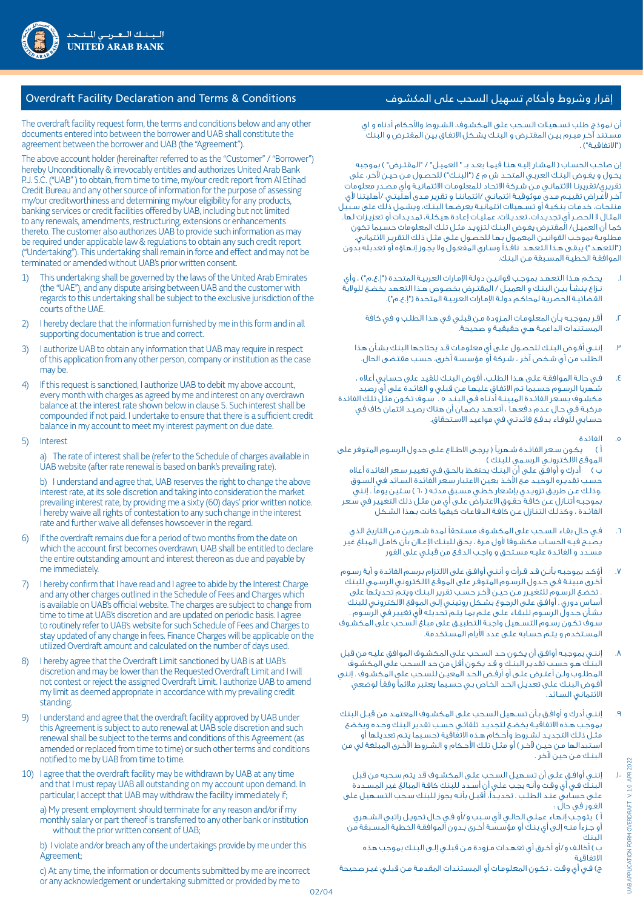## Overdraft Facility Declaration and Terms & Conditions

The overdraft facility request form, the terms and conditions below and any other documents entered into between the borrower and UAB shall constitute the agreement between the borrower and UAB (the "Agreement").

The above account holder (hereinafter referred to as the "Customer" / "Borrower") hereby Unconditionally & irrevocably entitles and authorizes United Arab Bank P.J. S.C. ("UAB") to obtain, from time to time, my/our credit report from Al Etihad Credit Bureau and any other source of information for the purpose of assessing my/our creditworthiness and determining my/our eligibility for any products, banking services or credit facilities offered by UAB, including but not limited to any renewals, amendments, restructuring, extensions or enhancements thereto. The customer also authorizes UAB to provide such information as may be required under applicable law & regulations to obtain any such credit report ("Undertaking"). This undertaking shall remain in force and effect and may not be terminated or amended without UAB's prior written consent.

1) This undertaking shall be governed by the laws of the United Arab Emirates (the "UAE"), and any dispute arising between UAB and the customer with regards to this undertaking shall be subject to the exclusive jurisdiction of the courts of the UAE.
2) I hereby declare that the information furnished by me in this form and in all supporting documentation is true and correct.
3) I authorize UAB to obtain any information that UAB may require in respect of this application from any other person, company or institution as the case may be.
4) If this request is sanctioned, I authorize UAB to debit my above account, every month with charges as agreed by me and interest on any overdrawn balance at the interest rate shown below in clause 5. Such interest shall be compounded if not paid. I undertake to ensure that there is a sufficient credit balance in my account to meet my interest payment on due date.
5) Interest

   a) The rate of interest shall be (refer to the Schedule of charges available in UAB website (after rate renewal is based on bank's prevailing rate).

   b) I understand and agree that, UAB reserves the right to change the above interest rate, at its sole discretion and taking into consideration the market prevailing interest rate, by providing me a sixty (60) days' prior written notice. I hereby waive all rights of contestation to any such change in the interest rate and further waive all defenses howsoever in the regard.
6) If the overdraft remains due for a period of two months from the date on which the account first becomes overdrawn, UAB shall be entitled to declare the entire outstanding amount and interest thereon as due and payable by me immediately.
7) I hereby confirm that I have read and I agree to abide by the Interest Charge and any other charges outlined in the Schedule of Fees and Charges which is available on UAB's official website. The charges are subject to change from time to time at UAB's discretion and are updated on periodic basis. I agree to routinely refer to UAB's website for such Schedule of Fees and Charges to stay updated of any change in fees. Finance Charges will be applicable on the utilized Overdraft amount and calculated on the number of days used.
8) I hereby agree that the Overdraft Limit sanctioned by UAB is at UAB's discretion and may be lower than the Requested Overdraft Limit and I will not contest or reject the assigned Overdraft Limit. I authorize UAB to amend my limit as deemed appropriate in accordance with my prevailing credit standing.
9) I understand and agree that the overdraft facility approved by UAB under this Agreement is subject to auto renewal at UAB sole discretion and such renewal shall be subject to the terms and conditions of this Agreement (as amended or replaced from time to time) or such other terms and conditions notified to me by UAB from time to time.
10) I agree that the overdraft facility may be withdrawn by UAB at any time and that I must repay UAB all outstanding on my account upon demand. In particular, I accept that UAB may withdraw the facility immediately if;

    a) My present employment should terminate for any reason and/or if my monthly salary or part thereof is transferred to any other bank or institution without the prior written consent of UAB;

    b) I violate and/or breach any of the undertakings provide by me under this Agreement;

    c) At any time, the information or documents submitted by me are incorrect or any acknowledgement or undertaking submitted or provided by me to

## إقرار وشروط وأحكام تسهيل السحب على المكشوف

أن نموذج طلب تسهيلات السحب على المكشوف، الشروط والأحكام أدناه و اي مستند آخر مبرم بين المقترض و البنك يشكل الاتفاق بين المقترض و البنك ("الاتفاقية") .

إن صاحب الحساب ( المشار إليه هنا فيما بعد بـ " العميل" / "المقترض" ) بموجبه يخول و يفوض البنك العربي المتحد ش م ع ("البنك") للحصول من حين لآخر، على تقريري/تقريرنا الائتماني من شركة الاتحاد للمعلومات الائتمانية وأي مصدر معلومات آخر لأغراض تقييم مدى موثوقية ائتماني /ائتماننا و تقرير مدى أهليتي /أهليتنا لأي منتجات، خدمات بنكية أو تسهيلات ائتمانية يعرضها البنك، ويشمل ذلك على سبيل المثال لا الحصر أي تجديدات، تعديلات، عمليات إعادة هيكلة، تمديدات أو تعزيزات لها. كما أن العميل/ المقترض يفوض البنك لتزويد مثل تلك المعلومات حسبما تكون مطلوبة بموجب القوانين المعمول بها للحصول على مثل ذلك التقرير الائتماني. ("التعهد") يبقى هذا التعهد نافذاً وساري المفعول ولا يجوز إنهاؤه أو تعديله بدون الموافقة الخطية المسبقة من البنك.

١. يحكم هذا التعهد بموجب قوانين دولة الإمارات العربية المتحدة ("إ.ع.م") ، وأي نزاع ينشأ بين البنك و العميل / المقترض بخصوص هذا التعهد يخضع للولاية القضائية الحصرية لمحاكم دولة الإمارات العربية المتحدة ("إ.ع.م").

٢. أقر بموجبه بأن المعلومات المزودة من قبلي في هذا الطلب و في كافة المستندات الداعمة هي حقيقية و صحيحة.

٣. إنني أفوض البنك للحصول على أي معلومات قد يحتاجها البنك بشأن هذا الطلب من أي شخص آخر ، شركة أو مؤسسة أخرى، حسب مقتضى الحال.

٤. في حالة الموافقة على هذا الطلب، أفوض البنك للقيد على حسابي أعلاه ، شهريا الرسوم حسبما تم الاتفاق عليها من قبلي و الفائدة على أي رصيد مكشوف بسعر الفائدة المبينة أدناه في البند ٥ . سوف تكون مثل تلك الفائدة مركبة في حال عدم دفعها . أتعهد بضمان أن هناك رصيد ائتمان كاف في حسابي للوفاء بدفع فائدتي في مواعيد الاستحقاق.

٥. الفائدة

أ ) يكون سعر الفائدة شهرياً ( يرجى الاطلاع على جدول الرسوم المتوفر على الموقع الالكتروني الرسمي للبنك )

ب ) أدرك و أوافق على أن البنك يحتفظ بالحق في تغيير سعر الفائدة أعلاه حسب تقديره الوحيد مع الأخذ بعين الاعتبار سعر الفائدة السائد في السوق ،وذلك عن طريق تزويدي بإشعار خطي مسبق مدته ( ٦٠ ) ستين يوماً . إنني بموجبه أتنازل عن كافة حقوق الاعتراض على أي من مثل ذلك التغيير في سعر الفائدة ، وكذلك التنازل عن كافة الدفاعات كيفما كانت بهذا الشكل

٦. في حال بقاء السحب على المكشوف مستحقاً لمدة شهرين من التاريخ الذي يصبح فيه الحساب مكشوفا لأول مرة ، يحق للبنك الإعلان بأن كامل المبلغ غير مسدد و الفائدة عليه مستحق و واجب الدفع من قبلي على الفور

٧. أؤكد بموجبه بأنني قد قرأت و أنني أوافق على الالتزام برسم الفائدة و أية رسوم أخرى مبينة في جدول الرسوم المتوفر على الموقع الالكتروني الرسمي للبنك . تخضع الرسوم للتغيير من حين لآخر حسب تقرير البنك ويتم تحديثها على أساس دوري . أوافق على الرجوع بشكل روتيني إلى الموقع الالكتروني للبنك بشأن جدول الرسوم للبقاء على علم بما يتم تحديثه لأي تغيير في الرسوم . سوف تكون رسوم التسهيل واجبة التطبيق على مبلغ السحب على المكشوف المستخدم و يتم حسابه على عدد الأيام المستخدمة.

٨. إنني بموجبه أوافق أن يكون حد السحب على المكشوف الموافق عليه من قبل البنك هو حسب تقدير البنك و قد يكون أقل من حد السحب على المكشوف المطلوب ولن أعترض على أو أرفض الحد المعين للسحب على المكشوف . إنني أفوض البنك على تعديل الحد الخاص بي حسبما يعتبر ملائماً وفقاً لوضعي الائتماني السائد .

٩. إنني أدرك و أوافق بأن تسهيل السحب على المكشوف المعتمد من قبل البنك بموجب هذه الاتفاقية يخضع لتجديد تلقائي حسب تقدير البنك وحده ويخضع مثل ذلك التجديد لشروط وأحكام هذه الاتفاقية (حسبما يتم تعديلها أو استبدالها من حين لآخر ) أو مثل تلك الأحكام و الشروط الأخرى المبلغة لي من البنك من حين لآخر .

١٠. إنني أوافق على أن تسهيل السحب على المكشوف قد يتم سحبه من قبل البنك في أي وقت وأنه يجب علي أن أسدد للبنك كافة المبالغ غير المسددة على حسابي عند الطلب . تحديداً، أقبل بأنه يجوز للبنك سحب التسهيل على الفور في حال :

أ ) يتوجب إنهاء عملي الحالي لأي سبب و/أو في حال تحويل راتبي الشهري أو جزءاً منه إلى أي بنك أو مؤسسة أخرى بدون الموافقة الخطية المسبقة من البنك

ب ) أخالف و/أو أخرق أي تعهدات مزودة من قبلي إلى البنك بموجب هذه الاتفاقية

ج) في أي وقت ، تكون المعلومات أو المستندات المقدمة من قبلي غير صحيحة

UAB APPLICATION FORM OVERDRAFT V.1.0 APR 2022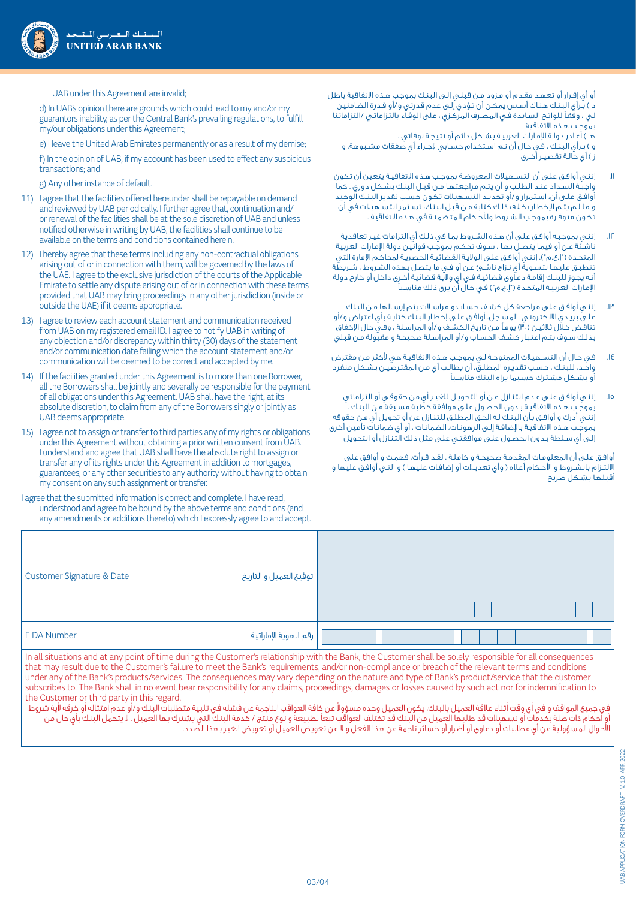UAB under this Agreement are invalid;

d) In UAB's opinion there are grounds which could lead to my and/or my guarantors inability, as per the Central Bank's prevailing regulations, to fulfill my/our obligations under this Agreement;

e) I leave the United Arab Emirates permanently or as a result of my demise;

f) In the opinion of UAB, if my account has been used to effect any suspicious transactions; and

g) Any other instance of default.

11) I agree that the facilities offered hereunder shall be repayable on demand and reviewed by UAB periodically. I further agree that, continuation and/or renewal of the facilities shall be at the sole discretion of UAB and unless notified otherwise in writing by UAB, the facilities shall continue to be available on the terms and conditions contained herein.

12) I hereby agree that these terms including any non-contractual obligations arising out of or in connection with them, will be governed by the laws of the UAE. I agree to the exclusive jurisdiction of the courts of the Applicable Emirate to settle any dispute arising out of or in connection with these terms provided that UAB may bring proceedings in any other jurisdiction (inside or outside the UAE) if it deems appropriate.

13) I agree to review each account statement and communication received from UAB on my registered email ID. I agree to notify UAB in writing of any objection and/or discrepancy within thirty (30) days of the statement and/or communication date failing which the account statement and/or communication will be deemed to be correct and accepted by me.

14) If the facilities granted under this Agreement is to more than one Borrower, all the Borrowers shall be jointly and severally be responsible for the payment of all obligations under this Agreement. UAB shall have the right, at its absolute discretion, to claim from any of the Borrowers singly or jointly as UAB deems appropriate.

15) I agree not to assign or transfer to third parties any of my rights or obligations under this Agreement without obtaining a prior written consent from UAB. I understand and agree that UAB shall have the absolute right to assign or transfer any of its rights under this Agreement in addition to mortgages, guarantees, or any other securities to any authority without having to obtain my consent on any such assignment or transfer.

I agree that the submitted information is correct and complete. I have read, understood and agree to be bound by the above terms and conditions (and any amendments or additions thereto) which I expressly agree to and accept.

أو أي إقرار أو تعهد مقدم أو مزود من قبلي إلى البنك بموجب هذه الاتفاقية باطل

د ) برأي البنك هناك أسس يمكن أن تؤدي إلى عدم قدرتي و/أو قدرة الضامنين لي ، وفقاً للوائح السائدة في المصرف المركزي ، على الوفاء بالتزاماتي /التزاماتنا بموجب هذه الاتفاقية

هـ ) أغادر دولة الإمارات العربية بشكل دائم أو نتيجة لوفاتي .

و ) برأي البنك ، في حال أن تم استخدام حسابي لإجراء أي صفقات مشبوهة. و

ز ) أي حالة تقصير أخرى

١١. إنني أوافق على أن التسهيلات المعروضة بموجب هذه الاتفاقية يتعين أن تكون واجبة السداد عند الطلب و أن يتم مراجعتها من قبل البنك بشكل دوري . كما أوافق على أن، استمرار و/أو تجديد التسهيلات تكون حسب تقدير البنك الوحيد و ما لم يتم الإخطار بخلاف ذلك كتابة من قبل البنك، تستمر التسهيلات في أن تكون متوفرة بموجب الشروط والأحكام المتضمنة في هذه الاتفاقية .

١٢. إنني بموجبه أوافق على أن هذه الشروط بما في ذلك أي التزامات غير تعاقدية ناشئة عن أو فيما يتصل بها ، سوف تحكم بموجب قوانين دولة الإمارات العربية المتحدة ("إ.ع.م"). إنني أوافق على الولاية القضائية الحصرية لمحاكم الإمارة التي تنطبق عليها لتسوية أي نزاع ناشئ عن أو في ما يتصل بهذه الشروط ، شريطة أنه يجوز للبنك إقامة دعاوى قضائية في أي ولاية قضائية أخرى داخل أو خارج دولة الإمارات العربية المتحدة ("إ.ع.م") في حال أن يرى ذلك مناسباً

١٣. إنني أوافق على مراجعة كل كشف حساب و مراسلات يتم إرسالها من البنك على بريدي الالكتروني المسجل. أوافق على إخطار البنك كتابة بأي اعتراض و/أو تناقض خلال ثلاثين (٣٠) يوماً من تاريخ الكشف و/أو المراسلة ، وفي حال الإخفاق بذلك سوف يتم اعتبار كشف الحساب و/أو المراسلة صحيحة و مقبولة من قبلي

١٤. في حال أن التسهيلات الممنوحة لي بموجب هذه الاتفاقية هي لأكثر من مقترض واحد، للبنك ، حسب تقديره المطلق، أن يطالب أي من المقترضين بشكل منفرد أو بشكل مشترك حسبما يراه البنك مناسباً

١٥. إنني أوافق على عدم التنازل عن أو التحويل للغير أي من حقوقي أو التزاماتي بموجب هذه الاتفاقية بدون الحصول على موافقة خطية مسبقة من البنك . إنني أدرك و أوافق بأن البنك له الحق المطلق للتنازل عن أو تحويل أي من حقوقه بموجب هذه الاتفاقية بالإضافة إلى الرهونات، الضمانات ، أو أي ضمانات تأمين أخرى إلى أي سلطة بدون الحصول على موافقتي على مثل ذلك التنازل أو التحويل

أوافق على أن المعلومات المقدمة صحيحة و كاملة . لقد قرأت، فهمت و أوافق على الالتزام بالشروط و الأحكام أعلاه ( وأي تعديلات أو إضافات عليها ) و التي أوافق عليها و أقبلها بشكل صريح

| Customer Signature & Date | توقيع العميل و التاريخ | |
|---|---|---|
| EIDA Number | رقم الهوية الإماراتية | |

In all situations and at any point of time during the Customer's relationship with the Bank, the Customer shall be solely responsible for all consequences that may result due to the Customer's failure to meet the Bank's requirements, and/or non-compliance or breach of the relevant terms and conditions under any of the Bank's products/services. The consequences may vary depending on the nature and type of Bank's product/service that the customer subscribes to. The Bank shall in no event bear responsibility for any claims, proceedings, damages or losses caused by such act nor for indemnification to the Customer or third party in this regard.

في جميع المواقف و في أي وقت أثناء علاقة العميل بالبنك، يكون العميل وحده مسؤولاً عن كافة العواقب الناجمة عن فشله في تلبية متطلبات البنك و/أو عدم امتثاله أو خرقه لأية شروط أو أحكام ذات صلة بخدمات أو تسهيلات قد طلبها العميل من البنك قد تختلف العواقب تبعاً لطبيعة و نوع منتج / خدمة البنك التي يشترك بها العميل . لا يتحمل البنك بأي حال من الأحوال المسؤولية عن أي مطالبات أو دعاوى أو أضرار أو خسائر ناجمة عن هذا الفعل و لا عن تعويض العميل أو تعويض الغير بهذا الصدد.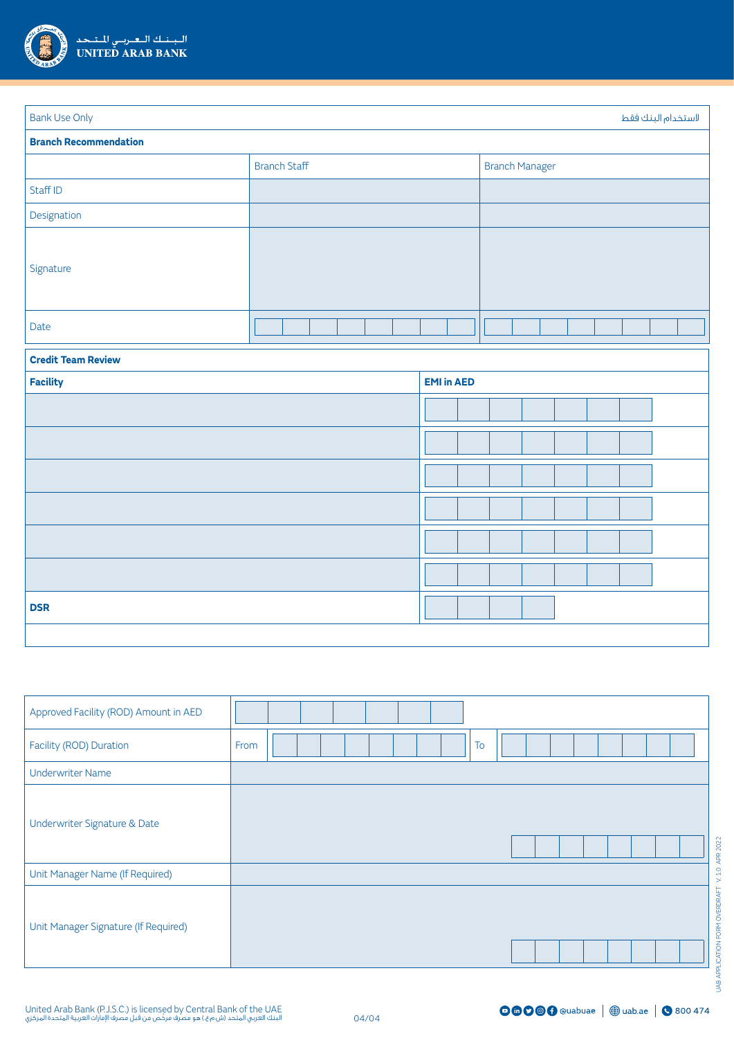| Bank Use Only | | لاستخدام البنك فقط |
|---|---|---|
| **Branch Recommendation** | | |
| | Branch Staff | Branch Manager |
| Staff ID | | |
| Designation | | |
| Signature | | |
| Date | | |

| **Credit Team Review** | |
|---|---|
| **Facility** | **EMI in AED** |
| | |
| | |
| | |
| | |
| | |
| | |
| **DSR** | |

| | | | |
|---|---|---|---|
| Approved Facility (ROD) Amount in AED | | | |
| Facility (ROD) Duration | From | To | |
| Underwriter Name | | | |
| Underwriter Signature & Date | | | |
| Unit Manager Name (If Required) | | | |
| Unit Manager Signature (If Required) | | | |

UAB APPLICATION FORM OVERDRAFT V 1.0 APR 2022

United Arab Bank (P.J.S.C.) is licensed by Central Bank of the UAE
البنك العربي المتحد (ش.م.ع.) هو مصرف مرخص من قبل مصرف الإمارات العربية المتحدة المركزي

@uabuae | uab.ae | 800 474